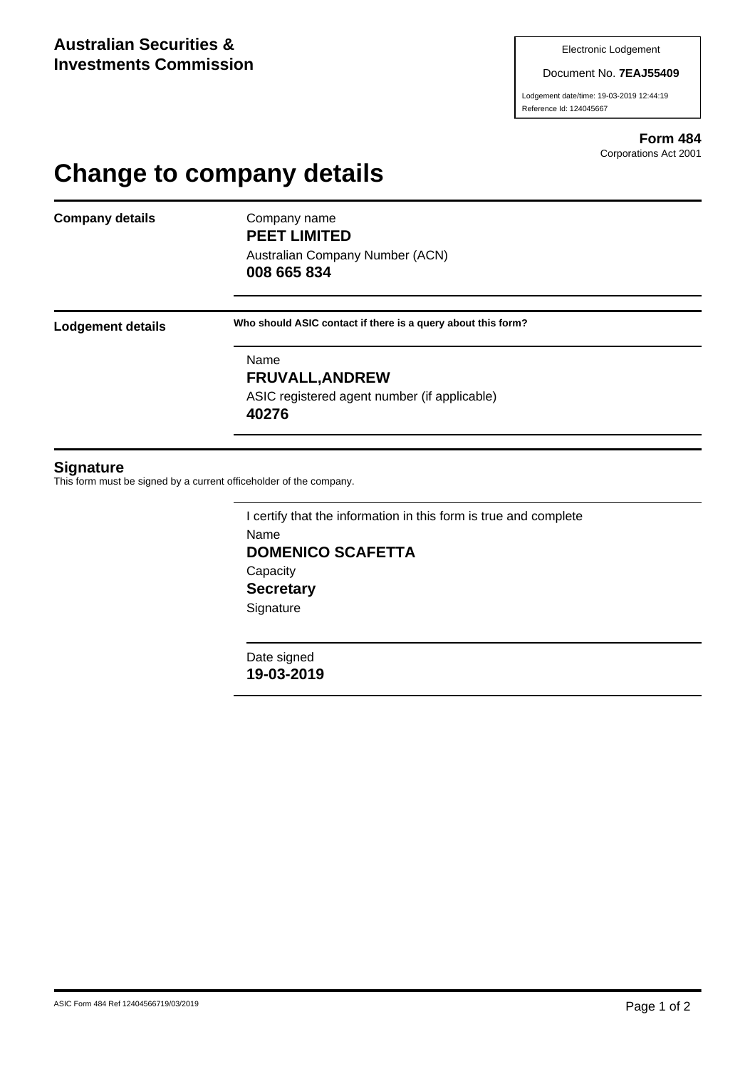**Australian Securities & Investments Commission**

Electronic Lodgement

Document No. **7EAJ55409**

Lodgement date/time: 19-03-2019 12:44:19
Reference Id: 124045667

**Form 484**
Corporations Act 2001

# Change to company details

## Company details

Company name
**PEET LIMITED**

Australian Company Number (ACN)
**008 665 834**

## Lodgement details

**Who should ASIC contact if there is a query about this form?**

Name
**FRUVALL,ANDREW**

ASIC registered agent number (if applicable)
**40276**

## Signature

This form must be signed by a current officeholder of the company.

I certify that the information in this form is true and complete

Name
**DOMENICO SCAFETTA**

Capacity
**Secretary**

Signature

Date signed
**19-03-2019**

ASIC Form 484 Ref 12404566719/03/2019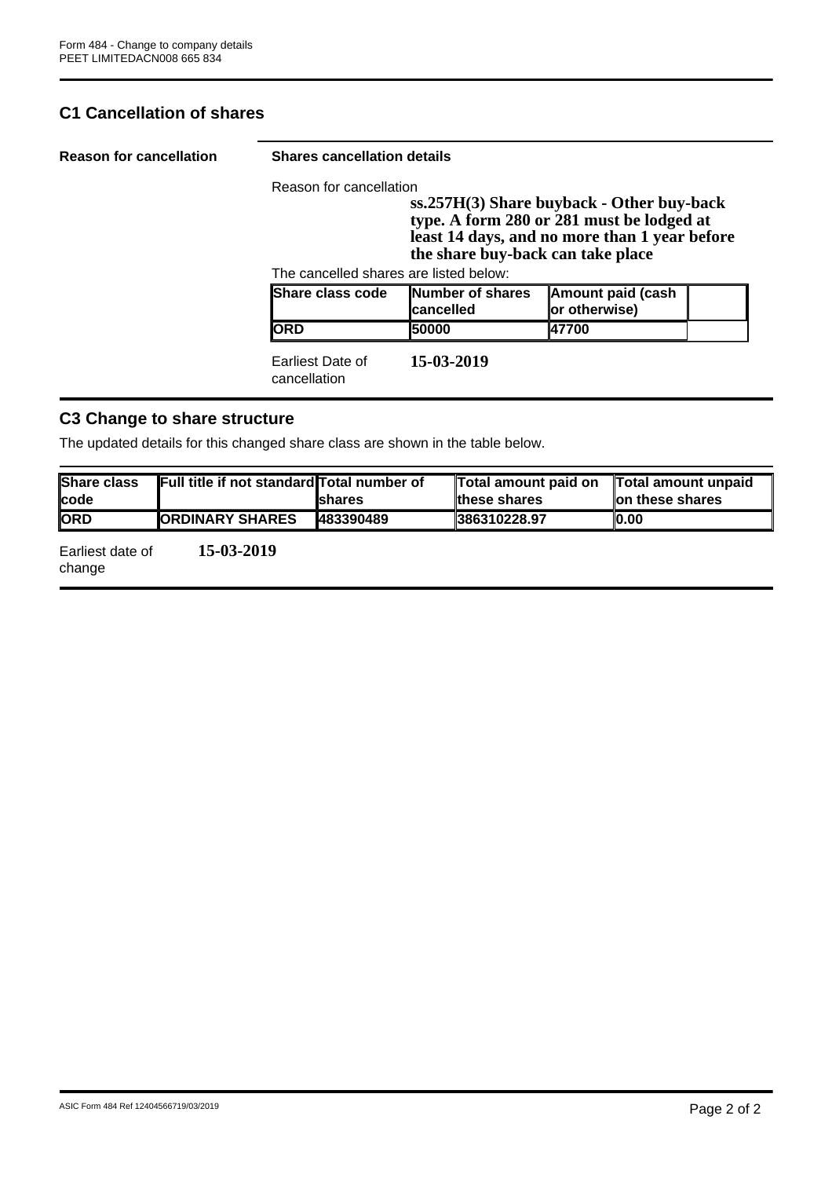## C1 Cancellation of shares

**Reason for cancellation**

**Shares cancellation details**

Reason for cancellation **ss.257H(3) Share buyback - Other buy-back type. A form 280 or 281 must be lodged at least 14 days, and no more than 1 year before the share buy-back can take place**

The cancelled shares are listed below:

| Share class code | Number of shares cancelled | Amount paid (cash or otherwise) | |
|---|---|---|---|
| ORD | 50000 | 47700 | |

Earliest Date of cancellation **15-03-2019**

## C3 Change to share structure

The updated details for this changed share class are shown in the table below.

| Share class code | Full title if not standard | Total number of shares | Total amount paid on these shares | Total amount unpaid on these shares |
|---|---|---|---|---|
| ORD | ORDINARY SHARES | 483390489 | 386310228.97 | 0.00 |

Earliest date of change **15-03-2019**